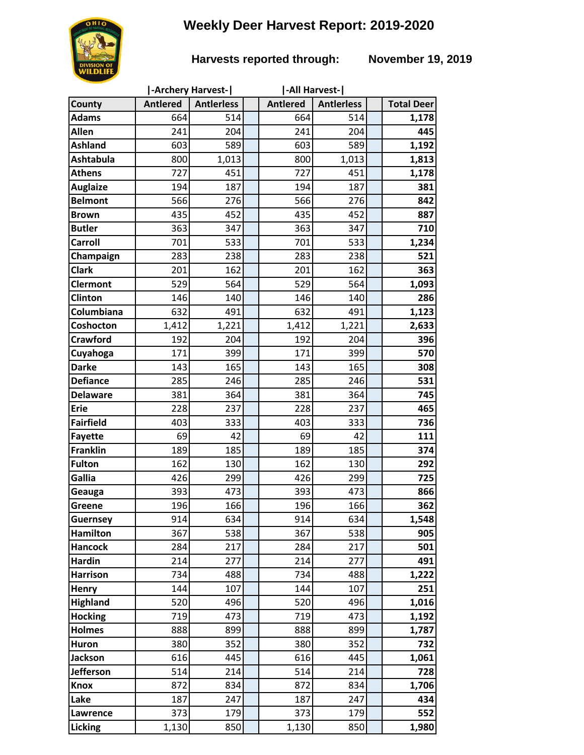# Weekly Deer Harvest Report: 2019-2020

**Harvests reported through: November 19, 2019**

| County | Archery Harvest Antlered | Archery Harvest Antlerless | | All Harvest Antlered | All Harvest Antlerless | | Total Deer |
|---|---|---|---|---|---|---|---|
| Adams | 664 | 514 | | 664 | 514 | | **1,178** |
| Allen | 241 | 204 | | 241 | 204 | | **445** |
| Ashland | 603 | 589 | | 603 | 589 | | **1,192** |
| Ashtabula | 800 | 1,013 | | 800 | 1,013 | | **1,813** |
| Athens | 727 | 451 | | 727 | 451 | | **1,178** |
| Auglaize | 194 | 187 | | 194 | 187 | | **381** |
| Belmont | 566 | 276 | | 566 | 276 | | **842** |
| Brown | 435 | 452 | | 435 | 452 | | **887** |
| Butler | 363 | 347 | | 363 | 347 | | **710** |
| Carroll | 701 | 533 | | 701 | 533 | | **1,234** |
| Champaign | 283 | 238 | | 283 | 238 | | **521** |
| Clark | 201 | 162 | | 201 | 162 | | **363** |
| Clermont | 529 | 564 | | 529 | 564 | | **1,093** |
| Clinton | 146 | 140 | | 146 | 140 | | **286** |
| Columbiana | 632 | 491 | | 632 | 491 | | **1,123** |
| Coshocton | 1,412 | 1,221 | | 1,412 | 1,221 | | **2,633** |
| Crawford | 192 | 204 | | 192 | 204 | | **396** |
| Cuyahoga | 171 | 399 | | 171 | 399 | | **570** |
| Darke | 143 | 165 | | 143 | 165 | | **308** |
| Defiance | 285 | 246 | | 285 | 246 | | **531** |
| Delaware | 381 | 364 | | 381 | 364 | | **745** |
| Erie | 228 | 237 | | 228 | 237 | | **465** |
| Fairfield | 403 | 333 | | 403 | 333 | | **736** |
| Fayette | 69 | 42 | | 69 | 42 | | **111** |
| Franklin | 189 | 185 | | 189 | 185 | | **374** |
| Fulton | 162 | 130 | | 162 | 130 | | **292** |
| Gallia | 426 | 299 | | 426 | 299 | | **725** |
| Geauga | 393 | 473 | | 393 | 473 | | **866** |
| Greene | 196 | 166 | | 196 | 166 | | **362** |
| Guernsey | 914 | 634 | | 914 | 634 | | **1,548** |
| Hamilton | 367 | 538 | | 367 | 538 | | **905** |
| Hancock | 284 | 217 | | 284 | 217 | | **501** |
| Hardin | 214 | 277 | | 214 | 277 | | **491** |
| Harrison | 734 | 488 | | 734 | 488 | | **1,222** |
| Henry | 144 | 107 | | 144 | 107 | | **251** |
| Highland | 520 | 496 | | 520 | 496 | | **1,016** |
| Hocking | 719 | 473 | | 719 | 473 | | **1,192** |
| Holmes | 888 | 899 | | 888 | 899 | | **1,787** |
| Huron | 380 | 352 | | 380 | 352 | | **732** |
| Jackson | 616 | 445 | | 616 | 445 | | **1,061** |
| Jefferson | 514 | 214 | | 514 | 214 | | **728** |
| Knox | 872 | 834 | | 872 | 834 | | **1,706** |
| Lake | 187 | 247 | | 187 | 247 | | **434** |
| Lawrence | 373 | 179 | | 373 | 179 | | **552** |
| Licking | 1,130 | 850 | | 1,130 | 850 | | **1,980** |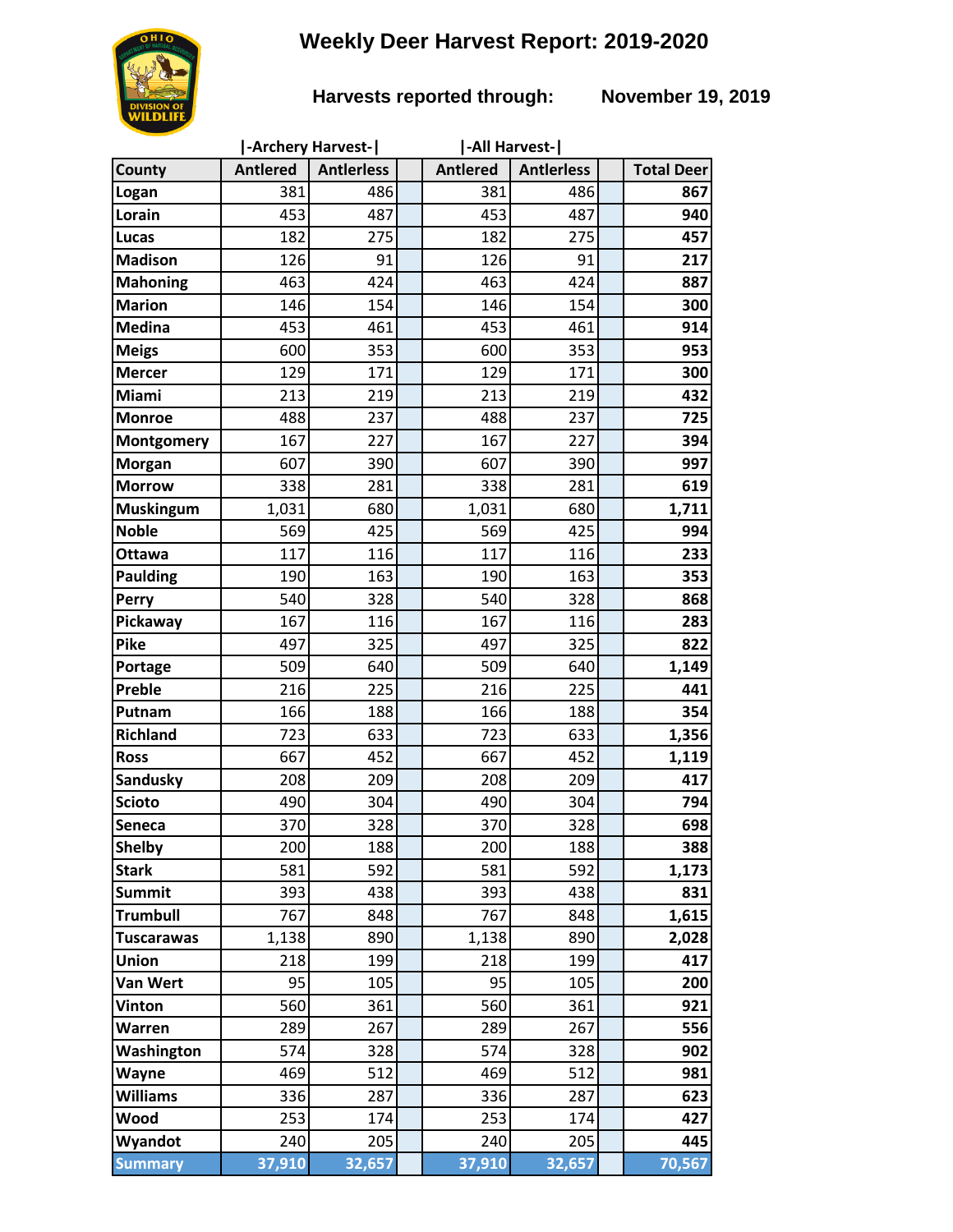# Weekly Deer Harvest Report: 2019-2020

**Harvests reported through: November 19, 2019**

| County | \|-Archery Harvest-\| Antlered | Antlerless | | \|-All Harvest-\| Antlered | Antlerless | | Total Deer |
|---|---|---|---|---|---|---|---|
| Logan | 381 | 486 | | 381 | 486 | | 867 |
| Lorain | 453 | 487 | | 453 | 487 | | 940 |
| Lucas | 182 | 275 | | 182 | 275 | | 457 |
| Madison | 126 | 91 | | 126 | 91 | | 217 |
| Mahoning | 463 | 424 | | 463 | 424 | | 887 |
| Marion | 146 | 154 | | 146 | 154 | | 300 |
| Medina | 453 | 461 | | 453 | 461 | | 914 |
| Meigs | 600 | 353 | | 600 | 353 | | 953 |
| Mercer | 129 | 171 | | 129 | 171 | | 300 |
| Miami | 213 | 219 | | 213 | 219 | | 432 |
| Monroe | 488 | 237 | | 488 | 237 | | 725 |
| Montgomery | 167 | 227 | | 167 | 227 | | 394 |
| Morgan | 607 | 390 | | 607 | 390 | | 997 |
| Morrow | 338 | 281 | | 338 | 281 | | 619 |
| Muskingum | 1,031 | 680 | | 1,031 | 680 | | 1,711 |
| Noble | 569 | 425 | | 569 | 425 | | 994 |
| Ottawa | 117 | 116 | | 117 | 116 | | 233 |
| Paulding | 190 | 163 | | 190 | 163 | | 353 |
| Perry | 540 | 328 | | 540 | 328 | | 868 |
| Pickaway | 167 | 116 | | 167 | 116 | | 283 |
| Pike | 497 | 325 | | 497 | 325 | | 822 |
| Portage | 509 | 640 | | 509 | 640 | | 1,149 |
| Preble | 216 | 225 | | 216 | 225 | | 441 |
| Putnam | 166 | 188 | | 166 | 188 | | 354 |
| Richland | 723 | 633 | | 723 | 633 | | 1,356 |
| Ross | 667 | 452 | | 667 | 452 | | 1,119 |
| Sandusky | 208 | 209 | | 208 | 209 | | 417 |
| Scioto | 490 | 304 | | 490 | 304 | | 794 |
| Seneca | 370 | 328 | | 370 | 328 | | 698 |
| Shelby | 200 | 188 | | 200 | 188 | | 388 |
| Stark | 581 | 592 | | 581 | 592 | | 1,173 |
| Summit | 393 | 438 | | 393 | 438 | | 831 |
| Trumbull | 767 | 848 | | 767 | 848 | | 1,615 |
| Tuscarawas | 1,138 | 890 | | 1,138 | 890 | | 2,028 |
| Union | 218 | 199 | | 218 | 199 | | 417 |
| Van Wert | 95 | 105 | | 95 | 105 | | 200 |
| Vinton | 560 | 361 | | 560 | 361 | | 921 |
| Warren | 289 | 267 | | 289 | 267 | | 556 |
| Washington | 574 | 328 | | 574 | 328 | | 902 |
| Wayne | 469 | 512 | | 469 | 512 | | 981 |
| Williams | 336 | 287 | | 336 | 287 | | 623 |
| Wood | 253 | 174 | | 253 | 174 | | 427 |
| Wyandot | 240 | 205 | | 240 | 205 | | 445 |
| **Summary** | **37,910** | **32,657** | | **37,910** | **32,657** | | **70,567** |